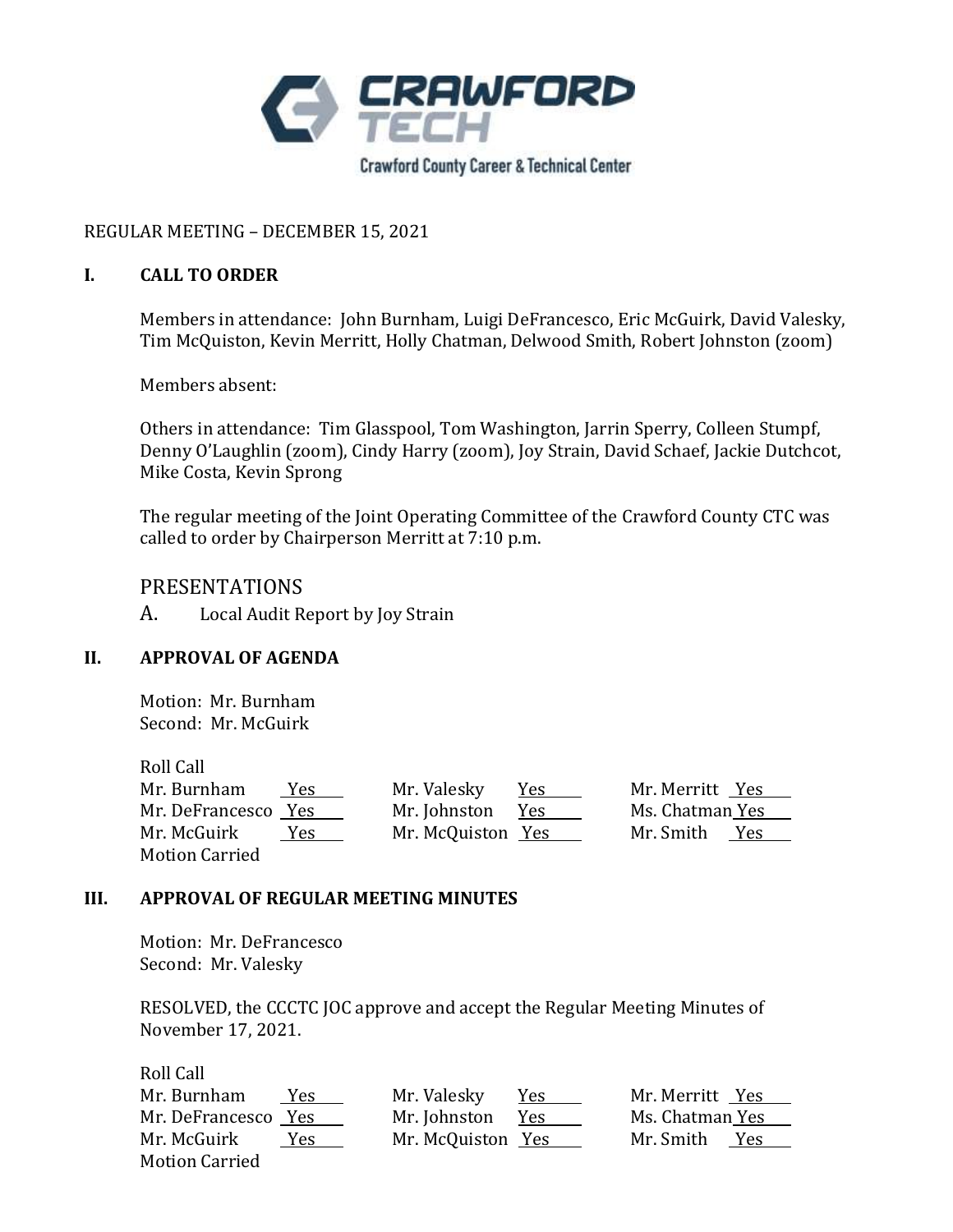CRAWFORD TECH

Crawford County Career & Technical Center

REGULAR MEETING – DECEMBER 15, 2021

## I. CALL TO ORDER

Members in attendance: John Burnham, Luigi DeFrancesco, Eric McGuirk, David Valesky, Tim McQuiston, Kevin Merritt, Holly Chatman, Delwood Smith, Robert Johnston (zoom)

Members absent:

Others in attendance: Tim Glasspool, Tom Washington, Jarrin Sperry, Colleen Stumpf, Denny O'Laughlin (zoom), Cindy Harry (zoom), Joy Strain, David Schaef, Jackie Dutchcot, Mike Costa, Kevin Sprong

The regular meeting of the Joint Operating Committee of the Crawford County CTC was called to order by Chairperson Merritt at 7:10 p.m.

## PRESENTATIONS

A. Local Audit Report by Joy Strain

## II. APPROVAL OF AGENDA

Motion: Mr. Burnham
Second: Mr. McGuirk

Roll Call

| | | | | | |
|---|---|---|---|---|---|
| Mr. Burnham | Yes | Mr. Valesky | Yes | Mr. Merritt | Yes |
| Mr. DeFrancesco | Yes | Mr. Johnston | Yes | Ms. Chatman | Yes |
| Mr. McGuirk | Yes | Mr. McQuiston | Yes | Mr. Smith | Yes |

Motion Carried

## III. APPROVAL OF REGULAR MEETING MINUTES

Motion: Mr. DeFrancesco
Second: Mr. Valesky

RESOLVED, the CCCTC JOC approve and accept the Regular Meeting Minutes of November 17, 2021.

Roll Call

| | | | | | |
|---|---|---|---|---|---|
| Mr. Burnham | Yes | Mr. Valesky | Yes | Mr. Merritt | Yes |
| Mr. DeFrancesco | Yes | Mr. Johnston | Yes | Ms. Chatman | Yes |
| Mr. McGuirk | Yes | Mr. McQuiston | Yes | Mr. Smith | Yes |

Motion Carried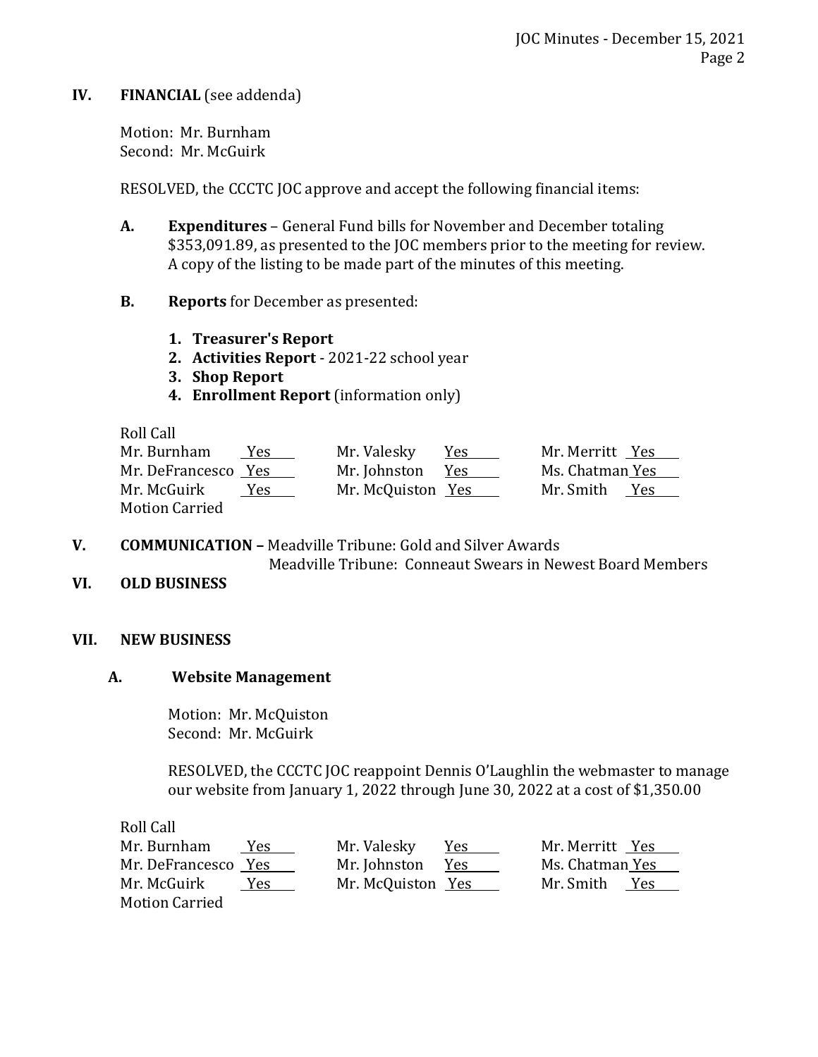## IV. FINANCIAL (see addenda)

Motion: Mr. Burnham
Second: Mr. McGuirk

RESOLVED, the CCCTC JOC approve and accept the following financial items:

**A. Expenditures** – General Fund bills for November and December totaling $353,091.89, as presented to the JOC members prior to the meeting for review. A copy of the listing to be made part of the minutes of this meeting.

**B. Reports** for December as presented:

1. **Treasurer's Report**
2. **Activities Report** - 2021-22 school year
3. **Shop Report**
4. **Enrollment Report** (information only)

Roll Call

| | | | | | |
|---|---|---|---|---|---|
| Mr. Burnham | Yes | Mr. Valesky | Yes | Mr. Merritt | Yes |
| Mr. DeFrancesco | Yes | Mr. Johnston | Yes | Ms. Chatman | Yes |
| Mr. McGuirk | Yes | Mr. McQuiston | Yes | Mr. Smith | Yes |

Motion Carried

## V. COMMUNICATION – Meadville Tribune: Gold and Silver Awards

Meadville Tribune: Conneaut Swears in Newest Board Members

## VI. OLD BUSINESS

## VII. NEW BUSINESS

### A. Website Management

Motion: Mr. McQuiston
Second: Mr. McGuirk

RESOLVED, the CCCTC JOC reappoint Dennis O'Laughlin the webmaster to manage our website from January 1, 2022 through June 30, 2022 at a cost of $1,350.00

Roll Call

| | | | | | |
|---|---|---|---|---|---|
| Mr. Burnham | Yes | Mr. Valesky | Yes | Mr. Merritt | Yes |
| Mr. DeFrancesco | Yes | Mr. Johnston | Yes | Ms. Chatman | Yes |
| Mr. McGuirk | Yes | Mr. McQuiston | Yes | Mr. Smith | Yes |

Motion Carried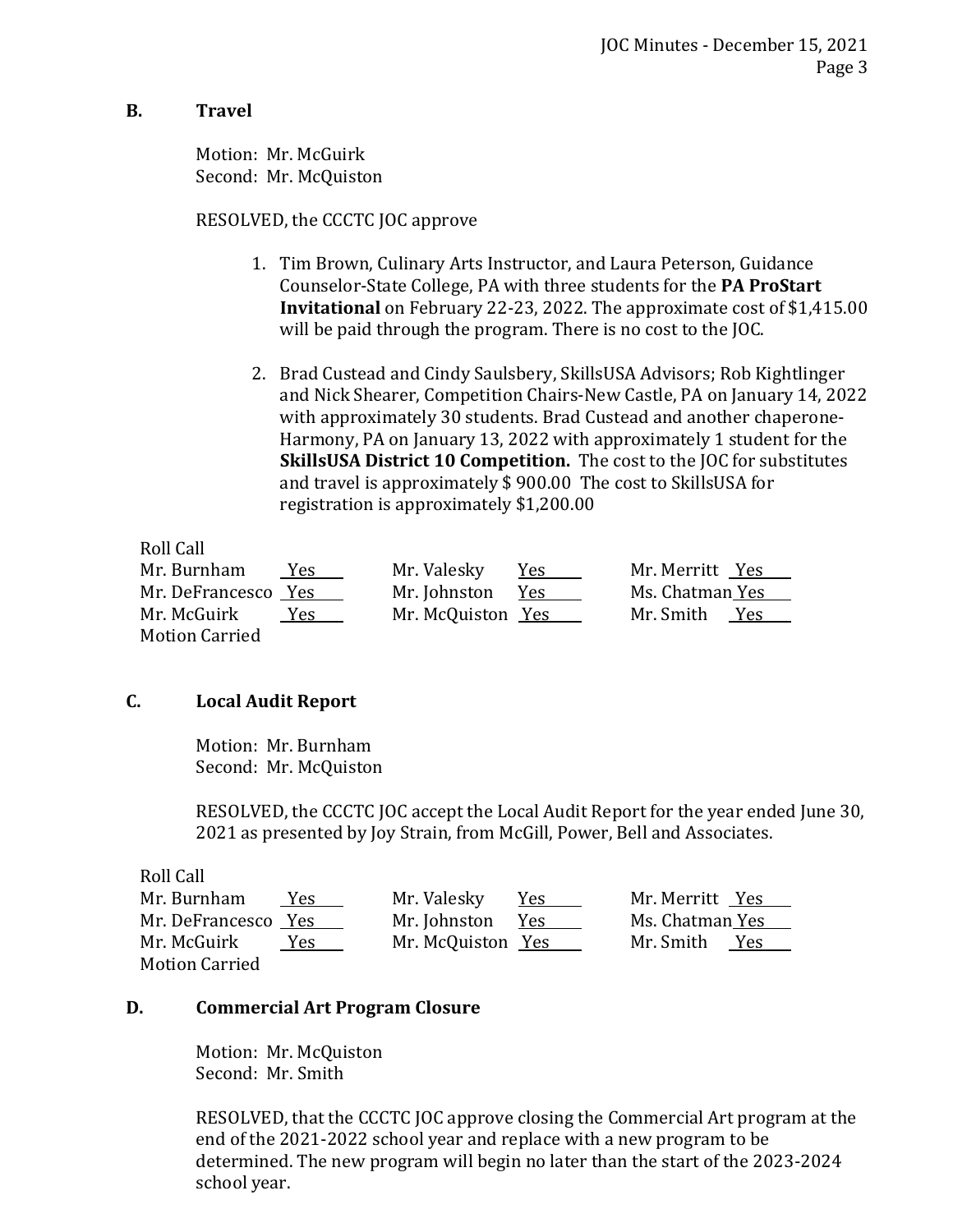### B. Travel

Motion: Mr. McGuirk
Second: Mr. McQuiston

RESOLVED, the CCCTC JOC approve

1. Tim Brown, Culinary Arts Instructor, and Laura Peterson, Guidance Counselor-State College, PA with three students for the **PA ProStart Invitational** on February 22-23, 2022. The approximate cost of $1,415.00 will be paid through the program. There is no cost to the JOC.

2. Brad Custead and Cindy Saulsbery, SkillsUSA Advisors; Rob Kightlinger and Nick Shearer, Competition Chairs-New Castle, PA on January 14, 2022 with approximately 30 students. Brad Custead and another chaperone-Harmony, PA on January 13, 2022 with approximately 1 student for the **SkillsUSA District 10 Competition.** The cost to the JOC for substitutes and travel is approximately $ 900.00 The cost to SkillsUSA for registration is approximately $1,200.00

Roll Call

| | | | | | |
|---|---|---|---|---|---|
| Mr. Burnham | Yes | Mr. Valesky | Yes | Mr. Merritt | Yes |
| Mr. DeFrancesco | Yes | Mr. Johnston | Yes | Ms. Chatman | Yes |
| Mr. McGuirk | Yes | Mr. McQuiston | Yes | Mr. Smith | Yes |

Motion Carried

### C. Local Audit Report

Motion: Mr. Burnham
Second: Mr. McQuiston

RESOLVED, the CCCTC JOC accept the Local Audit Report for the year ended June 30, 2021 as presented by Joy Strain, from McGill, Power, Bell and Associates.

Roll Call

| | | | | | |
|---|---|---|---|---|---|
| Mr. Burnham | Yes | Mr. Valesky | Yes | Mr. Merritt | Yes |
| Mr. DeFrancesco | Yes | Mr. Johnston | Yes | Ms. Chatman | Yes |
| Mr. McGuirk | Yes | Mr. McQuiston | Yes | Mr. Smith | Yes |

Motion Carried

### D. Commercial Art Program Closure

Motion: Mr. McQuiston
Second: Mr. Smith

RESOLVED, that the CCCTC JOC approve closing the Commercial Art program at the end of the 2021-2022 school year and replace with a new program to be determined. The new program will begin no later than the start of the 2023-2024 school year.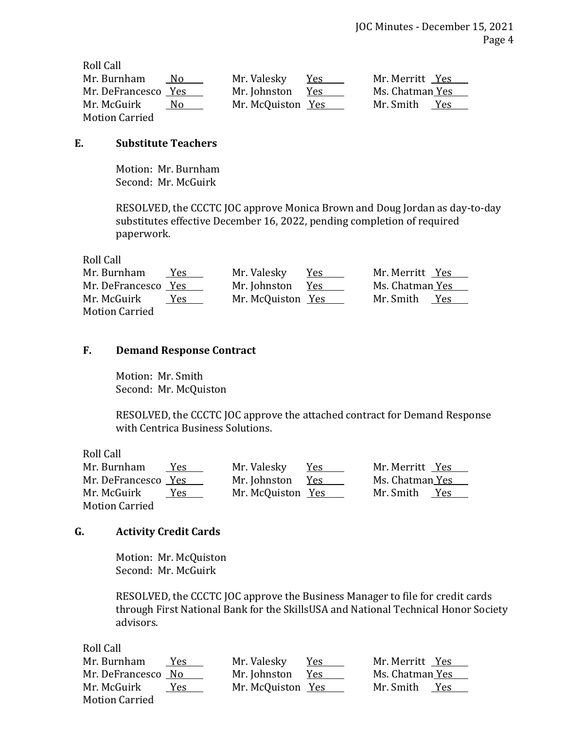Roll Call

| | | | | | |
|---|---|---|---|---|---|
| Mr. Burnham | No | Mr. Valesky | Yes | Mr. Merritt | Yes |
| Mr. DeFrancesco | Yes | Mr. Johnston | Yes | Ms. Chatman | Yes |
| Mr. McGuirk | No | Mr. McQuiston | Yes | Mr. Smith | Yes |

Motion Carried

**E. Substitute Teachers**

Motion: Mr. Burnham
Second: Mr. McGuirk

RESOLVED, the CCCTC JOC approve Monica Brown and Doug Jordan as day-to-day substitutes effective December 16, 2022, pending completion of required paperwork.

Roll Call

| | | | | | |
|---|---|---|---|---|---|
| Mr. Burnham | Yes | Mr. Valesky | Yes | Mr. Merritt | Yes |
| Mr. DeFrancesco | Yes | Mr. Johnston | Yes | Ms. Chatman | Yes |
| Mr. McGuirk | Yes | Mr. McQuiston | Yes | Mr. Smith | Yes |

Motion Carried

**F. Demand Response Contract**

Motion: Mr. Smith
Second: Mr. McQuiston

RESOLVED, the CCCTC JOC approve the attached contract for Demand Response with Centrica Business Solutions.

Roll Call

| | | | | | |
|---|---|---|---|---|---|
| Mr. Burnham | Yes | Mr. Valesky | Yes | Mr. Merritt | Yes |
| Mr. DeFrancesco | Yes | Mr. Johnston | Yes | Ms. Chatman | Yes |
| Mr. McGuirk | Yes | Mr. McQuiston | Yes | Mr. Smith | Yes |

Motion Carried

**G. Activity Credit Cards**

Motion: Mr. McQuiston
Second: Mr. McGuirk

RESOLVED, the CCCTC JOC approve the Business Manager to file for credit cards through First National Bank for the SkillsUSA and National Technical Honor Society advisors.

Roll Call

| | | | | | |
|---|---|---|---|---|---|
| Mr. Burnham | Yes | Mr. Valesky | Yes | Mr. Merritt | Yes |
| Mr. DeFrancesco | No | Mr. Johnston | Yes | Ms. Chatman | Yes |
| Mr. McGuirk | Yes | Mr. McQuiston | Yes | Mr. Smith | Yes |

Motion Carried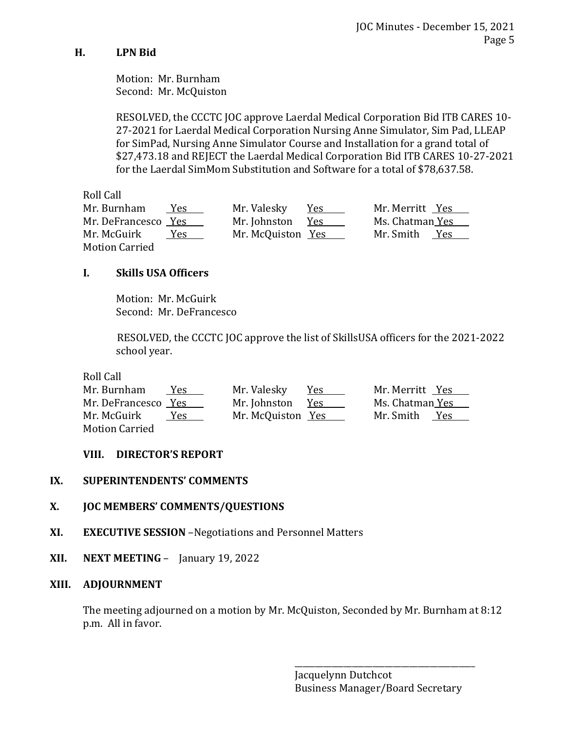### H. LPN Bid

Motion: Mr. Burnham
Second: Mr. McQuiston

RESOLVED, the CCCTC JOC approve Laerdal Medical Corporation Bid ITB CARES 10-27-2021 for Laerdal Medical Corporation Nursing Anne Simulator, Sim Pad, LLEAP for SimPad, Nursing Anne Simulator Course and Installation for a grand total of $27,473.18 and REJECT the Laerdal Medical Corporation Bid ITB CARES 10-27-2021 for the Laerdal SimMom Substitution and Software for a total of $78,637.58.

Roll Call

| | | | | | |
|---|---|---|---|---|---|
| Mr. Burnham | Yes | Mr. Valesky | Yes | Mr. Merritt | Yes |
| Mr. DeFrancesco | Yes | Mr. Johnston | Yes | Ms. Chatman | Yes |
| Mr. McGuirk | Yes | Mr. McQuiston | Yes | Mr. Smith | Yes |

Motion Carried

### I. Skills USA Officers

Motion: Mr. McGuirk
Second: Mr. DeFrancesco

RESOLVED, the CCCTC JOC approve the list of SkillsUSA officers for the 2021-2022 school year.

Roll Call

| | | | | | |
|---|---|---|---|---|---|
| Mr. Burnham | Yes | Mr. Valesky | Yes | Mr. Merritt | Yes |
| Mr. DeFrancesco | Yes | Mr. Johnston | Yes | Ms. Chatman | Yes |
| Mr. McGuirk | Yes | Mr. McQuiston | Yes | Mr. Smith | Yes |

Motion Carried

## VIII. DIRECTOR'S REPORT

## IX. SUPERINTENDENTS' COMMENTS

## X. JOC MEMBERS' COMMENTS/QUESTIONS

## XI. EXECUTIVE SESSION –Negotiations and Personnel Matters

## XII. NEXT MEETING – January 19, 2022

## XIII. ADJOURNMENT

The meeting adjourned on a motion by Mr. McQuiston, Seconded by Mr. Burnham at 8:12 p.m. All in favor.

\_\_\_\_\_\_\_\_\_\_\_\_\_\_\_\_\_\_\_\_\_\_\_\_\_\_\_\_\_\_\_\_\_\_\_\_\_\_\_\_

Jacquelynn Dutchcot
Business Manager/Board Secretary